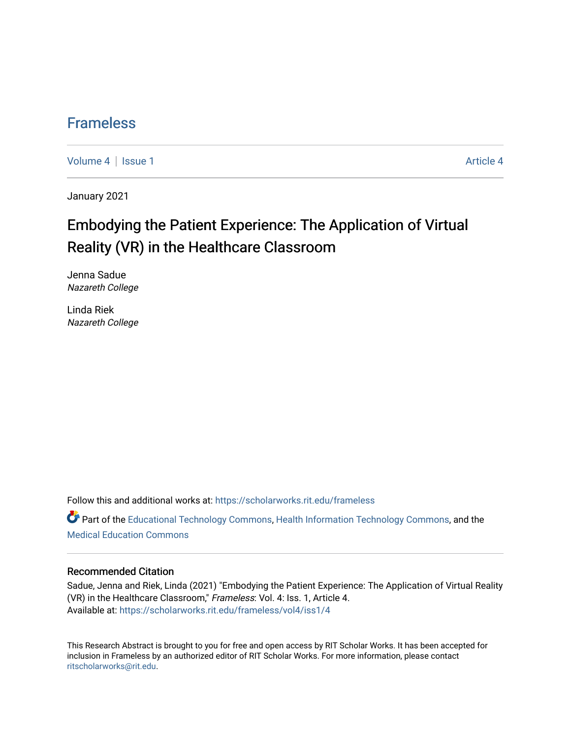# Frameless

Volume 4 | Issue 1 Article 4

January 2021

## Embodying the Patient Experience: The Application of Virtual Reality (VR) in the Healthcare Classroom

Jenna Sadue
*Nazareth College*

Linda Riek
*Nazareth College*

Follow this and additional works at: https://scholarworks.rit.edu/frameless

Part of the Educational Technology Commons, Health Information Technology Commons, and the Medical Education Commons

### Recommended Citation

Sadue, Jenna and Riek, Linda (2021) "Embodying the Patient Experience: The Application of Virtual Reality (VR) in the Healthcare Classroom," *Frameless*: Vol. 4: Iss. 1, Article 4.
Available at: https://scholarworks.rit.edu/frameless/vol4/iss1/4

This Research Abstract is brought to you for free and open access by RIT Scholar Works. It has been accepted for inclusion in Frameless by an authorized editor of RIT Scholar Works. For more information, please contact ritscholarworks@rit.edu.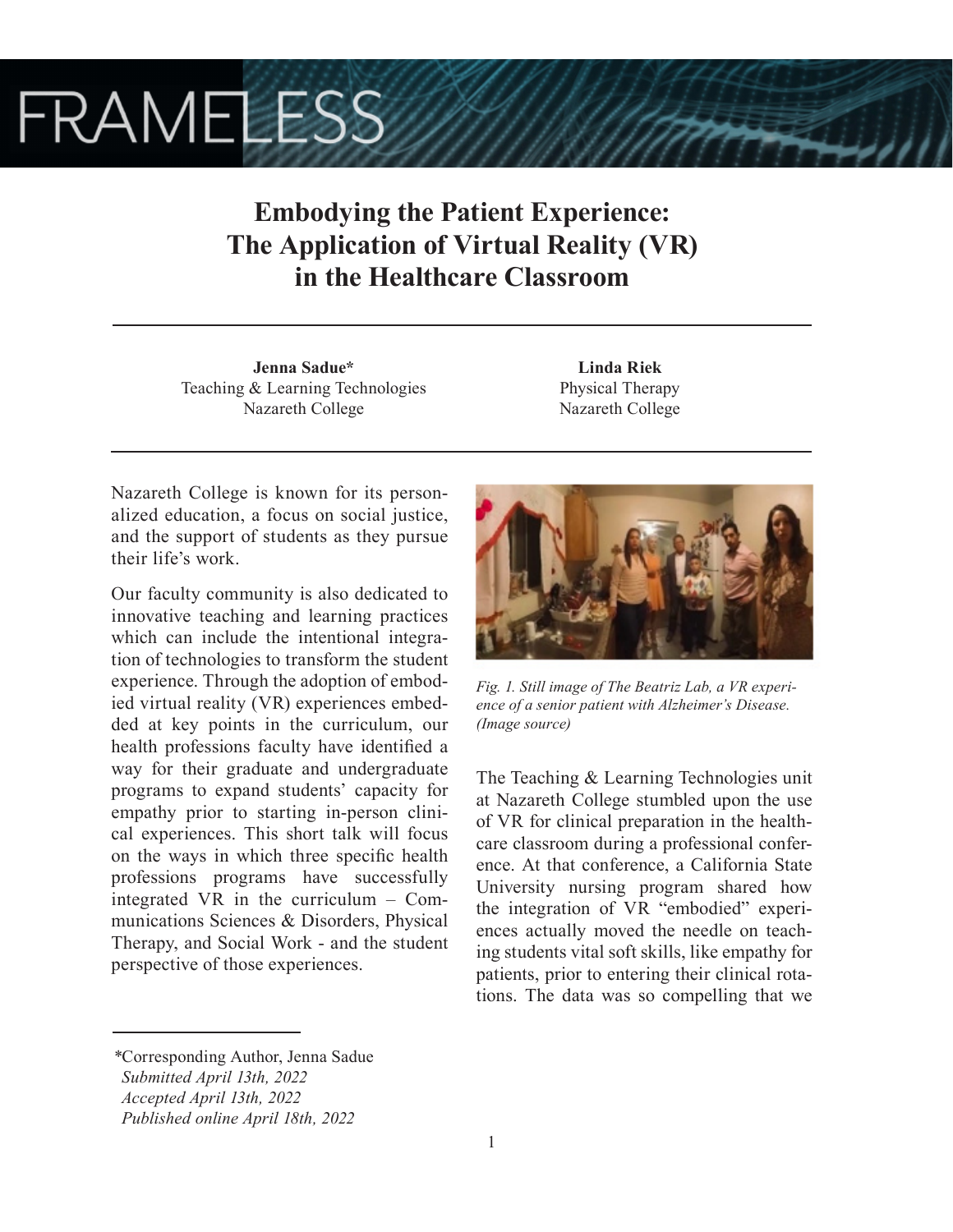# Embodying the Patient Experience: The Application of Virtual Reality (VR) in the Healthcare Classroom

**Jenna Sadue***
Teaching & Learning Technologies
Nazareth College

**Linda Riek**
Physical Therapy
Nazareth College

Nazareth College is known for its personalized education, a focus on social justice, and the support of students as they pursue their life's work.

Our faculty community is also dedicated to innovative teaching and learning practices which can include the intentional integration of technologies to transform the student experience. Through the adoption of embodied virtual reality (VR) experiences embedded at key points in the curriculum, our health professions faculty have identified a way for their graduate and undergraduate programs to expand students' capacity for empathy prior to starting in-person clinical experiences. This short talk will focus on the ways in which three specific health professions programs have successfully integrated VR in the curriculum – Communications Sciences & Disorders, Physical Therapy, and Social Work - and the student perspective of those experiences.

*Fig. 1. Still image of The Beatriz Lab, a VR experience of a senior patient with Alzheimer's Disease. (Image source)*

The Teaching & Learning Technologies unit at Nazareth College stumbled upon the use of VR for clinical preparation in the healthcare classroom during a professional conference. At that conference, a California State University nursing program shared how the integration of VR "embodied" experiences actually moved the needle on teaching students vital soft skills, like empathy for patients, prior to entering their clinical rotations. The data was so compelling that we

*Corresponding Author, Jenna Sadue
*Submitted April 13th, 2022*
*Accepted April 13th, 2022*
*Published online April 18th, 2022*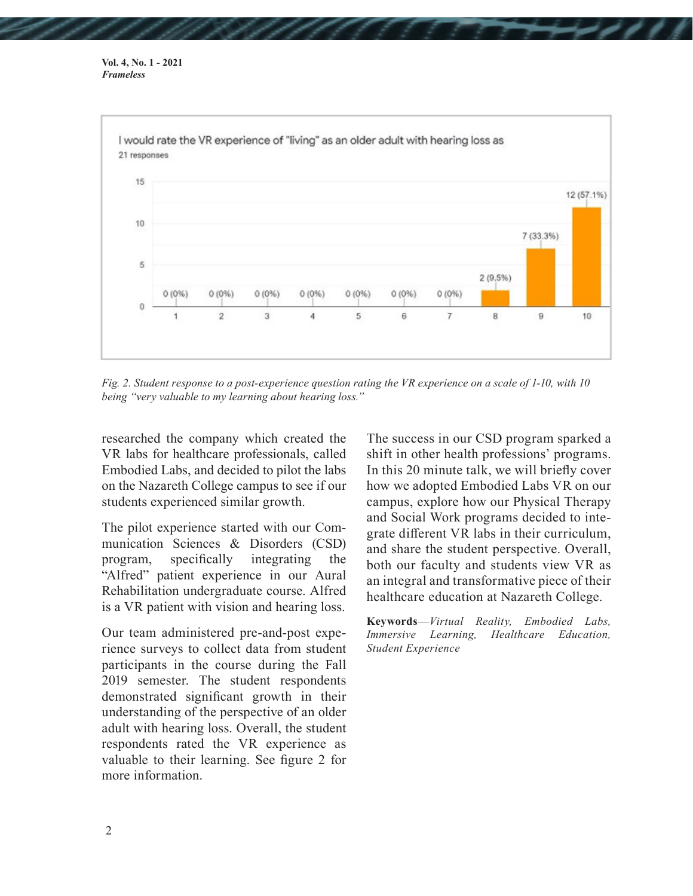I would rate the VR experience of "living" as an older adult with hearing loss as

21 responses

15

10

5

0

0 (0%) 0 (0%) 0 (0%) 0 (0%) 0 (0%) 0 (0%) 0 (0%) 2 (9.5%) 7 (33.3%) 12 (57.1%)

1 2 3 4 5 6 7 8 9 10

*Fig. 2. Student response to a post-experience question rating the VR experience on a scale of 1-10, with 10 being "very valuable to my learning about hearing loss."*

researched the company which created the VR labs for healthcare professionals, called Embodied Labs, and decided to pilot the labs on the Nazareth College campus to see if our students experienced similar growth.

The pilot experience started with our Communication Sciences & Disorders (CSD) program, specifically integrating the "Alfred" patient experience in our Aural Rehabilitation undergraduate course. Alfred is a VR patient with vision and hearing loss.

Our team administered pre-and-post experience surveys to collect data from student participants in the course during the Fall 2019 semester. The student respondents demonstrated significant growth in their understanding of the perspective of an older adult with hearing loss. Overall, the student respondents rated the VR experience as valuable to their learning. See figure 2 for more information.

The success in our CSD program sparked a shift in other health professions' programs. In this 20 minute talk, we will briefly cover how we adopted Embodied Labs VR on our campus, explore how our Physical Therapy and Social Work programs decided to integrate different VR labs in their curriculum, and share the student perspective. Overall, both our faculty and students view VR as an integral and transformative piece of their healthcare education at Nazareth College.

**Keywords**—*Virtual Reality, Embodied Labs, Immersive Learning, Healthcare Education, Student Experience*